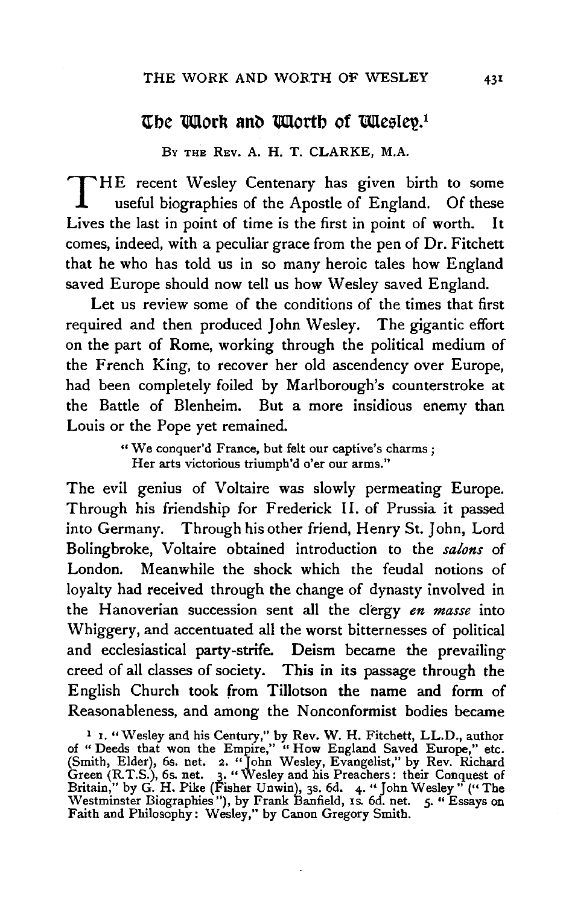# The Work and Worth of Wesley.[1]

By the Rev. A. H. T. Clarke, M.A.

THE recent Wesley Centenary has given birth to some useful biographies of the Apostle of England. Of these Lives the last in point of time is the first in point of worth. It comes, indeed, with a peculiar grace from the pen of Dr. Fitchett that he who has told us in so many heroic tales how England saved Europe should now tell us how Wesley saved England.

Let us review some of the conditions of the times that first required and then produced John Wesley. The gigantic effort on the part of Rome, working through the political medium of the French King, to recover her old ascendency over Europe, had been completely foiled by Marlborough's counterstroke at the Battle of Blenheim. But a more insidious enemy than Louis or the Pope yet remained.

> "We conquer'd France, but felt our captive's charms;
> Her arts victorious triumph'd o'er our arms."

The evil genius of Voltaire was slowly permeating Europe. Through his friendship for Frederick II. of Prussia it passed into Germany. Through his other friend, Henry St. John, Lord Bolingbroke, Voltaire obtained introduction to the *salons* of London. Meanwhile the shock which the feudal notions of loyalty had received through the change of dynasty involved in the Hanoverian succession sent all the clergy *en masse* into Whiggery, and accentuated all the worst bitternesses of political and ecclesiastical party-strife. Deism became the prevailing creed of all classes of society. This in its passage through the English Church took from Tillotson the name and form of Reasonableness, and among the Nonconformist bodies became

[1] 1. "Wesley and his Century," by Rev. W. H. Fitchett, LL.D., author of "Deeds that won the Empire," "How England Saved Europe," etc. (Smith, Elder), 6s. net. 2. "John Wesley, Evangelist," by Rev. Richard Green (R.T.S.), 6s. net. 3. "Wesley and his Preachers: their Conquest of Britain," by G. H. Pike (Fisher Unwin), 3s. 6d. 4. "John Wesley" ("The Westminster Biographies"), by Frank Banfield, 1s. 6d. net. 5. "Essays on Faith and Philosophy: Wesley," by Canon Gregory Smith.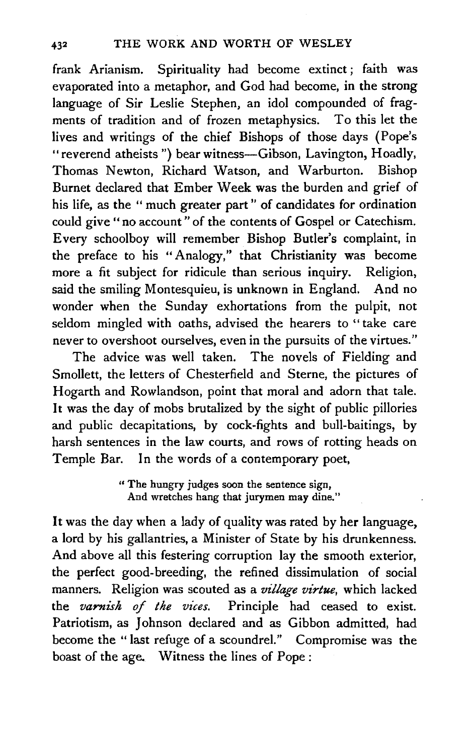frank Arianism. Spirituality had become extinct; faith was evaporated into a metaphor, and God had become, in the strong language of Sir Leslie Stephen, an idol compounded of fragments of tradition and of frozen metaphysics. To this let the lives and writings of the chief Bishops of those days (Pope's "reverend atheists") bear witness—Gibson, Lavington, Hoadly, Thomas Newton, Richard Watson, and Warburton. Bishop Burnet declared that Ember Week was the burden and grief of his life, as the "much greater part" of candidates for ordination could give "no account" of the contents of Gospel or Catechism. Every schoolboy will remember Bishop Butler's complaint, in the preface to his "Analogy," that Christianity was become more a fit subject for ridicule than serious inquiry. Religion, said the smiling Montesquieu, is unknown in England. And no wonder when the Sunday exhortations from the pulpit, not seldom mingled with oaths, advised the hearers to "take care never to overshoot ourselves, even in the pursuits of the virtues."

The advice was well taken. The novels of Fielding and Smollett, the letters of Chesterfield and Sterne, the pictures of Hogarth and Rowlandson, point that moral and adorn that tale. It was the day of mobs brutalized by the sight of public pillories and public decapitations, by cock-fights and bull-baitings, by harsh sentences in the law courts, and rows of rotting heads on Temple Bar. In the words of a contemporary poet,

> "The hungry judges soon the sentence sign,
> And wretches hang that jurymen may dine."

It was the day when a lady of quality was rated by her language, a lord by his gallantries, a Minister of State by his drunkenness. And above all this festering corruption lay the smooth exterior, the perfect good-breeding, the refined dissimulation of social manners. Religion was scouted as a *village virtue,* which lacked the *varnish of the vices.* Principle had ceased to exist. Patriotism, as Johnson declared and as Gibbon admitted, had become the "last refuge of a scoundrel." Compromise was the boast of the age. Witness the lines of Pope: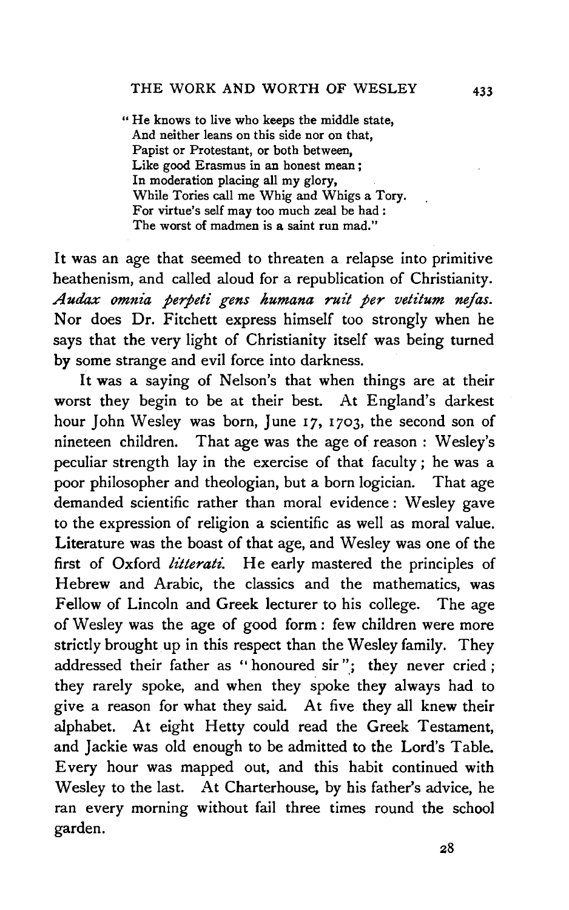> "He knows to live who keeps the middle state,
> And neither leans on this side nor on that,
> Papist or Protestant, or both between,
> Like good Erasmus in an honest mean;
> In moderation placing all my glory,
> While Tories call me Whig and Whigs a Tory.
> For virtue's self may too much zeal be had:
> The worst of madmen is a saint run mad."

It was an age that seemed to threaten a relapse into primitive heathenism, and called aloud for a republication of Christianity. *Audax omnia perpeti gens humana ruit per vetitum nefas.* Nor does Dr. Fitchett express himself too strongly when he says that the very light of Christianity itself was being turned by some strange and evil force into darkness.

It was a saying of Nelson's that when things are at their worst they begin to be at their best. At England's darkest hour John Wesley was born, June 17, 1703, the second son of nineteen children. That age was the age of reason: Wesley's peculiar strength lay in the exercise of that faculty; he was a poor philosopher and theologian, but a born logician. That age demanded scientific rather than moral evidence: Wesley gave to the expression of religion a scientific as well as moral value. Literature was the boast of that age, and Wesley was one of the first of Oxford *litterati.* He early mastered the principles of Hebrew and Arabic, the classics and the mathematics, was Fellow of Lincoln and Greek lecturer to his college. The age of Wesley was the age of good form: few children were more strictly brought up in this respect than the Wesley family. They addressed their father as "honoured sir"; they never cried; they rarely spoke, and when they spoke they always had to give a reason for what they said. At five they all knew their alphabet. At eight Hetty could read the Greek Testament, and Jackie was old enough to be admitted to the Lord's Table. Every hour was mapped out, and this habit continued with Wesley to the last. At Charterhouse, by his father's advice, he ran every morning without fail three times round the school garden.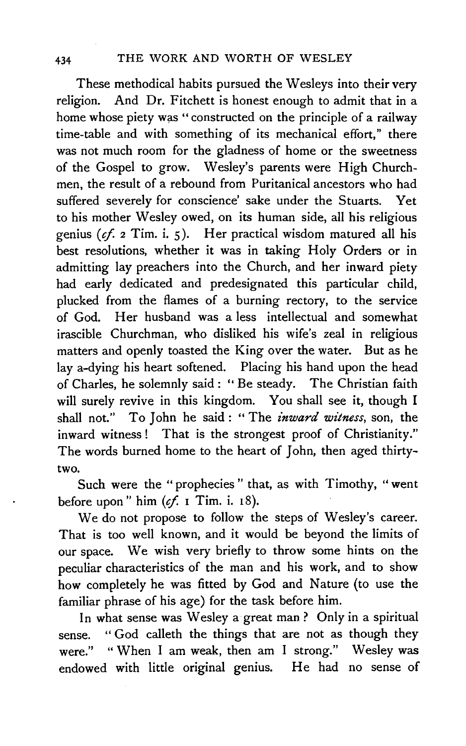These methodical habits pursued the Wesleys into their very religion. And Dr. Fitchett is honest enough to admit that in a home whose piety was "constructed on the principle of a railway time-table and with something of its mechanical effort," there was not much room for the gladness of home or the sweetness of the Gospel to grow. Wesley's parents were High Churchmen, the result of a rebound from Puritanical ancestors who had suffered severely for conscience' sake under the Stuarts. Yet to his mother Wesley owed, on its human side, all his religious genius (*cf.* 2 Tim. i. 5). Her practical wisdom matured all his best resolutions, whether it was in taking Holy Orders or in admitting lay preachers into the Church, and her inward piety had early dedicated and predesignated this particular child, plucked from the flames of a burning rectory, to the service of God. Her husband was a less intellectual and somewhat irascible Churchman, who disliked his wife's zeal in religious matters and openly toasted the King over the water. But as he lay a-dying his heart softened. Placing his hand upon the head of Charles, he solemnly said: "Be steady. The Christian faith will surely revive in this kingdom. You shall see it, though I shall not." To John he said: "The *inward witness*, son, the inward witness! That is the strongest proof of Christianity." The words burned home to the heart of John, then aged thirty-two.

Such were the "prophecies" that, as with Timothy, "went before upon" him (*cf.* 1 Tim. i. 18).

We do not propose to follow the steps of Wesley's career. That is too well known, and it would be beyond the limits of our space. We wish very briefly to throw some hints on the peculiar characteristics of the man and his work, and to show how completely he was fitted by God and Nature (to use the familiar phrase of his age) for the task before him.

In what sense was Wesley a great man? Only in a spiritual sense. "God calleth the things that are not as though they were." "When I am weak, then am I strong." Wesley was endowed with little original genius. He had no sense of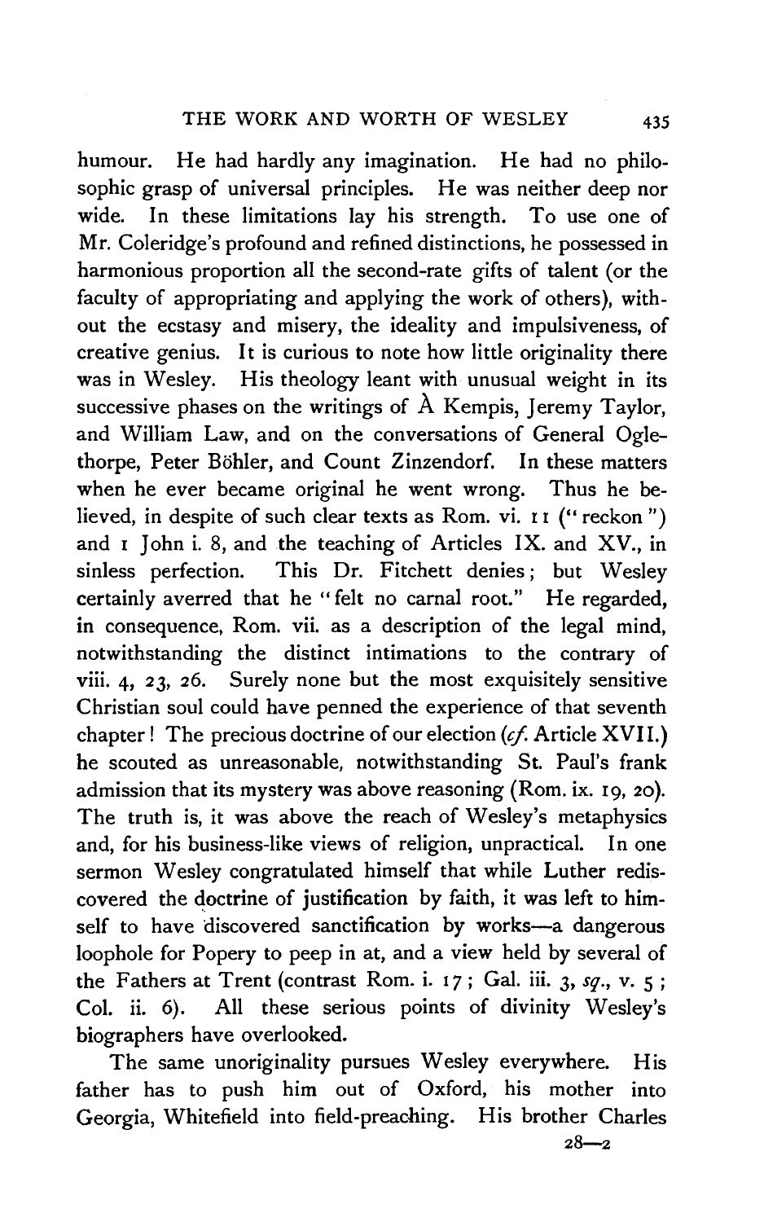humour. He had hardly any imagination. He had no philosophic grasp of universal principles. He was neither deep nor wide. In these limitations lay his strength. To use one of Mr. Coleridge's profound and refined distinctions, he possessed in harmonious proportion all the second-rate gifts of talent (or the faculty of appropriating and applying the work of others), without the ecstasy and misery, the ideality and impulsiveness, of creative genius. It is curious to note how little originality there was in Wesley. His theology leant with unusual weight in its successive phases on the writings of À Kempis, Jeremy Taylor, and William Law, and on the conversations of General Oglethorpe, Peter Böhler, and Count Zinzendorf. In these matters when he ever became original he went wrong. Thus he believed, in despite of such clear texts as Rom. vi. 11 ("reckon") and 1 John i. 8, and the teaching of Articles IX. and XV., in sinless perfection. This Dr. Fitchett denies; but Wesley certainly averred that he "felt no carnal root." He regarded, in consequence, Rom. vii. as a description of the legal mind, notwithstanding the distinct intimations to the contrary of viii. 4, 23, 26. Surely none but the most exquisitely sensitive Christian soul could have penned the experience of that seventh chapter! The precious doctrine of our election (*cf.* Article XVII.) he scouted as unreasonable, notwithstanding St. Paul's frank admission that its mystery was above reasoning (Rom. ix. 19, 20). The truth is, it was above the reach of Wesley's metaphysics and, for his business-like views of religion, unpractical. In one sermon Wesley congratulated himself that while Luther rediscovered the doctrine of justification by faith, it was left to himself to have discovered sanctification by works—a dangerous loophole for Popery to peep in at, and a view held by several of the Fathers at Trent (contrast Rom. i. 17; Gal. iii. 3, *sq.*, v. 5; Col. ii. 6). All these serious points of divinity Wesley's biographers have overlooked.

The same unoriginality pursues Wesley everywhere. His father has to push him out of Oxford, his mother into Georgia, Whitefield into field-preaching. His brother Charles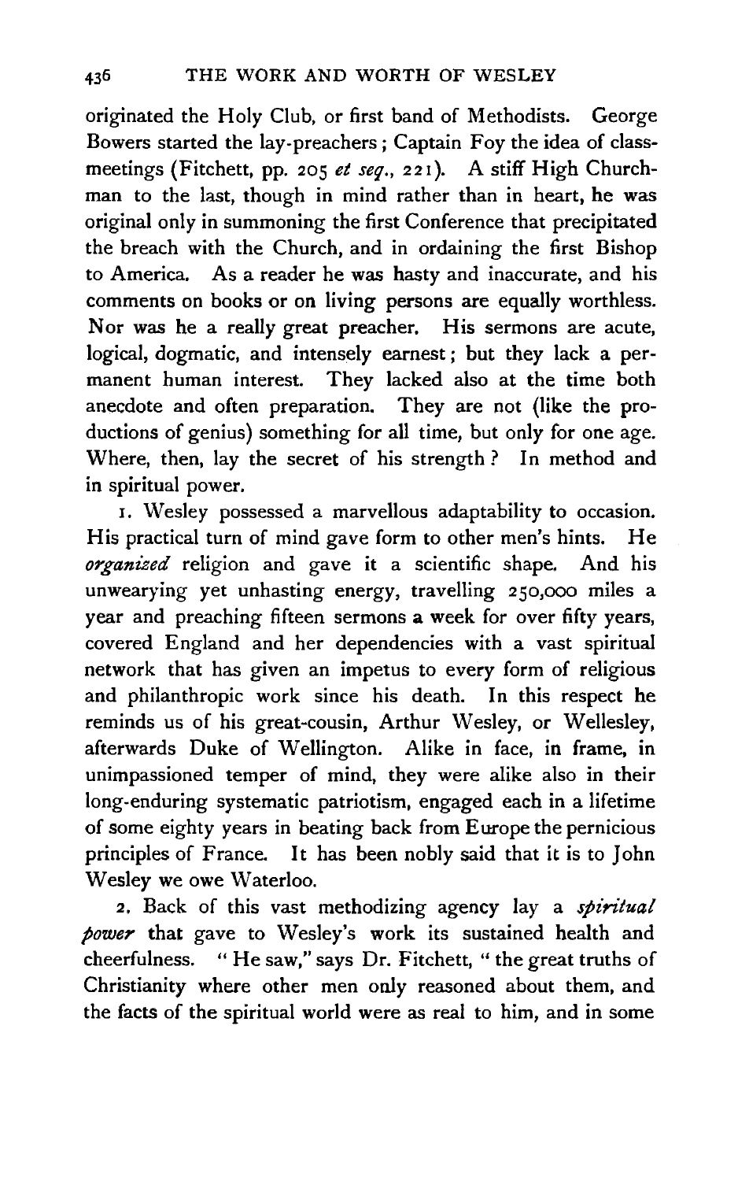originated the Holy Club, or first band of Methodists. George Bowers started the lay-preachers; Captain Foy the idea of class-meetings (Fitchett, pp. 205 *et seq.*, 221). A stiff High Churchman to the last, though in mind rather than in heart, he was original only in summoning the first Conference that precipitated the breach with the Church, and in ordaining the first Bishop to America. As a reader he was hasty and inaccurate, and his comments on books or on living persons are equally worthless. Nor was he a really great preacher. His sermons are acute, logical, dogmatic, and intensely earnest; but they lack a permanent human interest. They lacked also at the time both anecdote and often preparation. They are not (like the productions of genius) something for all time, but only for one age. Where, then, lay the secret of his strength? In method and in spiritual power.

1. Wesley possessed a marvellous adaptability to occasion. His practical turn of mind gave form to other men's hints. He *organized* religion and gave it a scientific shape. And his unwearying yet unhasting energy, travelling 250,000 miles a year and preaching fifteen sermons a week for over fifty years, covered England and her dependencies with a vast spiritual network that has given an impetus to every form of religious and philanthropic work since his death. In this respect he reminds us of his great-cousin, Arthur Wesley, or Wellesley, afterwards Duke of Wellington. Alike in face, in frame, in unimpassioned temper of mind, they were alike also in their long-enduring systematic patriotism, engaged each in a lifetime of some eighty years in beating back from Europe the pernicious principles of France. It has been nobly said that it is to John Wesley we owe Waterloo.

2. Back of this vast methodizing agency lay a *spiritual power* that gave to Wesley's work its sustained health and cheerfulness. "He saw," says Dr. Fitchett, "the great truths of Christianity where other men only reasoned about them, and the facts of the spiritual world were as real to him, and in some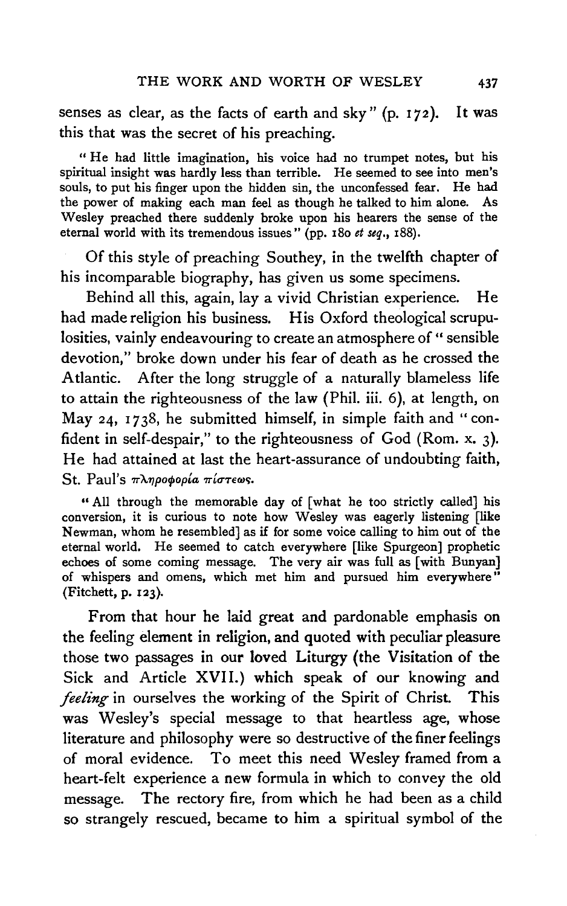senses as clear, as the facts of earth and sky" (p. 172). It was this that was the secret of his preaching.

> "He had little imagination, his voice had no trumpet notes, but his spiritual insight was hardly less than terrible. He seemed to see into men's souls, to put his finger upon the hidden sin, the unconfessed fear. He had the power of making each man feel as though he talked to him alone. As Wesley preached there suddenly broke upon his hearers the sense of the eternal world with its tremendous issues" (pp. 180 *et seq.*, 188).

Of this style of preaching Southey, in the twelfth chapter of his incomparable biography, has given us some specimens.

Behind all this, again, lay a vivid Christian experience. He had made religion his business. His Oxford theological scrupulosities, vainly endeavouring to create an atmosphere of "sensible devotion," broke down under his fear of death as he crossed the Atlantic. After the long struggle of a naturally blameless life to attain the righteousness of the law (Phil. iii. 6), at length, on May 24, 1738, he submitted himself, in simple faith and "confident in self-despair," to the righteousness of God (Rom. x. 3). He had attained at last the heart-assurance of undoubting faith, St. Paul's πληροφορία πίστεως.

> "All through the memorable day of [what he too strictly called] his conversion, it is curious to note how Wesley was eagerly listening [like Newman, whom he resembled] as if for some voice calling to him out of the eternal world. He seemed to catch everywhere [like Spurgeon] prophetic echoes of some coming message. The very air was full as [with Bunyan] of whispers and omens, which met him and pursued him everywhere" (Fitchett, p. 123).

From that hour he laid great and pardonable emphasis on the feeling element in religion, and quoted with peculiar pleasure those two passages in our loved Liturgy (the Visitation of the Sick and Article XVII.) which speak of our knowing and *feeling* in ourselves the working of the Spirit of Christ. This was Wesley's special message to that heartless age, whose literature and philosophy were so destructive of the finer feelings of moral evidence. To meet this need Wesley framed from a heart-felt experience a new formula in which to convey the old message. The rectory fire, from which he had been as a child so strangely rescued, became to him a spiritual symbol of the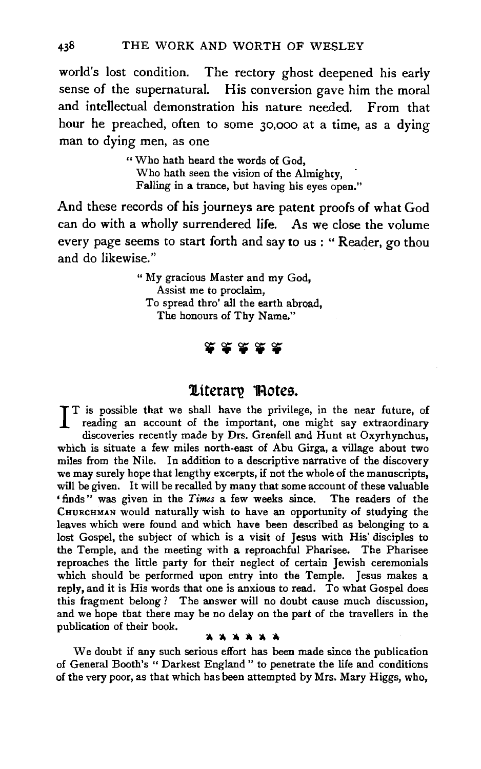world's lost condition. The rectory ghost deepened his early sense of the supernatural. His conversion gave him the moral and intellectual demonstration his nature needed. From that hour he preached, often to some 30,000 at a time, as a dying man to dying men, as one

> "Who hath heard the words of God,
> Who hath seen the vision of the Almighty,
> Falling in a trance, but having his eyes open."

And these records of his journeys are patent proofs of what God can do with a wholly surrendered life. As we close the volume every page seems to start forth and say to us: "Reader, go thou and do likewise."

> "My gracious Master and my God,
> Assist me to proclaim,
> To spread thro' all the earth abroad,
> The honours of Thy Name."

❦ ❦ ❦ ❦ ❦

## Literary Notes.

IT is possible that we shall have the privilege, in the near future, of reading an account of the important, one might say extraordinary discoveries recently made by Drs. Grenfell and Hunt at Oxyrhynchus, which is situate a few miles north-east of Abu Girga, a village about two miles from the Nile. In addition to a descriptive narrative of the discovery we may surely hope that lengthy excerpts, if not the whole of the manuscripts, will be given. It will be recalled by many that some account of these valuable 'finds" was given in the *Times* a few weeks since. The readers of the CHURCHMAN would naturally wish to have an opportunity of studying the leaves which were found and which have been described as belonging to a lost Gospel, the subject of which is a visit of Jesus with His disciples to the Temple, and the meeting with a reproachful Pharisee. The Pharisee reproaches the little party for their neglect of certain Jewish ceremonials which should be performed upon entry into the Temple. Jesus makes a reply, and it is His words that one is anxious to read. To what Gospel does this fragment belong? The answer will no doubt cause much discussion, and we hope that there may be no delay on the part of the travellers in the publication of their book.

\* \* \* \* \* \*

We doubt if any such serious effort has been made since the publication of General Booth's "Darkest England" to penetrate the life and conditions of the very poor, as that which has been attempted by Mrs. Mary Higgs, who,